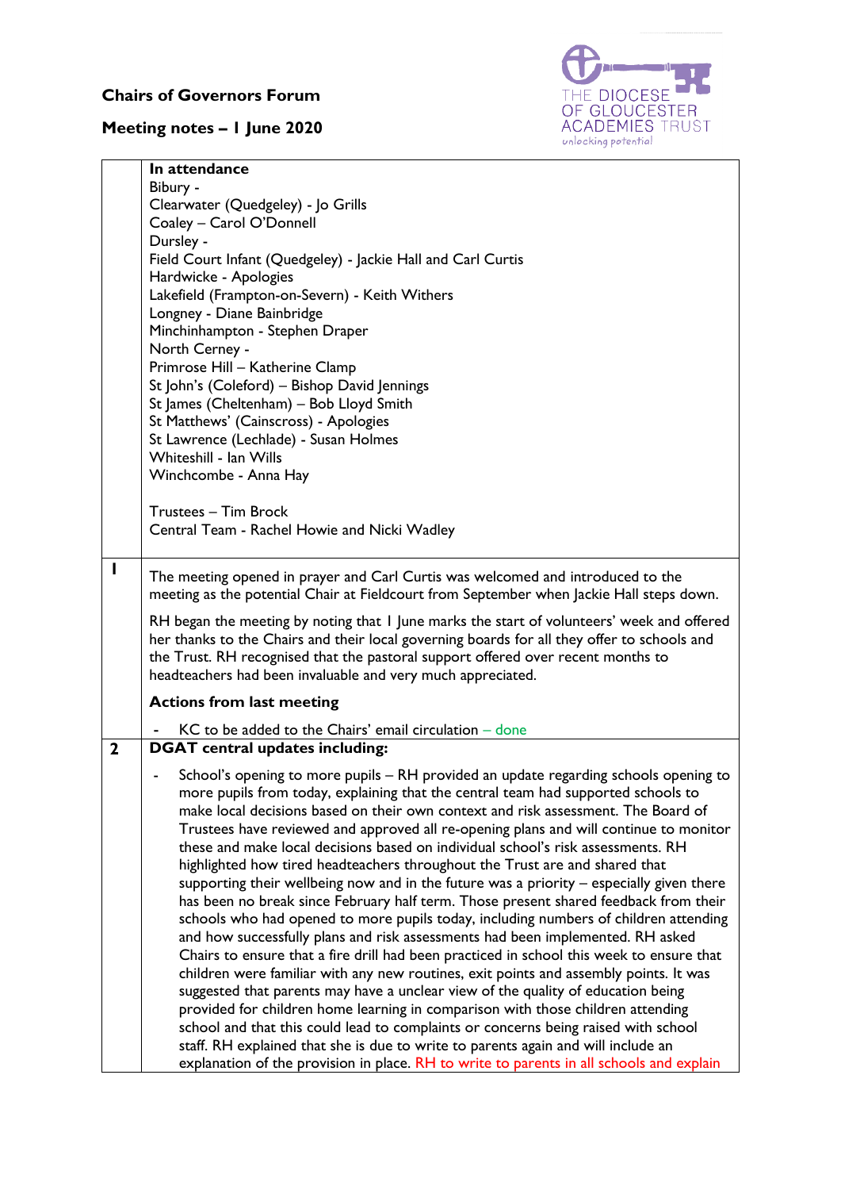**Chairs of Governors Forum**

**Meeting notes – 1 June 2020**

THE DIOCESE OF GLOUCESTER ACADEMIES TRUST
unlocking potential

| | |
|---|---|
| | **In attendance**<br>Bibury -<br>Clearwater (Quedgeley) - Jo Grills<br>Coaley – Carol O'Donnell<br>Dursley -<br>Field Court Infant (Quedgeley) - Jackie Hall and Carl Curtis<br>Hardwicke - Apologies<br>Lakefield (Frampton-on-Severn) - Keith Withers<br>Longney - Diane Bainbridge<br>Minchinhampton - Stephen Draper<br>North Cerney -<br>Primrose Hill – Katherine Clamp<br>St John's (Coleford) – Bishop David Jennings<br>St James (Cheltenham) – Bob Lloyd Smith<br>St Matthews' (Cainscross) - Apologies<br>St Lawrence (Lechlade) - Susan Holmes<br>Whiteshill - Ian Wills<br>Winchcombe - Anna Hay<br><br>Trustees – Tim Brock<br>Central Team - Rachel Howie and Nicki Wadley |
| 1 | The meeting opened in prayer and Carl Curtis was welcomed and introduced to the meeting as the potential Chair at Fieldcourt from September when Jackie Hall steps down.<br><br>RH began the meeting by noting that 1 June marks the start of volunteers' week and offered her thanks to the Chairs and their local governing boards for all they offer to schools and the Trust. RH recognised that the pastoral support offered over recent months to headteachers had been invaluable and very much appreciated.<br><br>**Actions from last meeting**<br><br>- KC to be added to the Chairs' email circulation – done |
| 2 | **DGAT central updates including:**<br><br>- School's opening to more pupils – RH provided an update regarding schools opening to more pupils from today, explaining that the central team had supported schools to make local decisions based on their own context and risk assessment. The Board of Trustees have reviewed and approved all re-opening plans and will continue to monitor these and make local decisions based on individual school's risk assessments. RH highlighted how tired headteachers throughout the Trust are and shared that supporting their wellbeing now and in the future was a priority – especially given there has been no break since February half term. Those present shared feedback from their schools who had opened to more pupils today, including numbers of children attending and how successfully plans and risk assessments had been implemented. RH asked Chairs to ensure that a fire drill had been practiced in school this week to ensure that children were familiar with any new routines, exit points and assembly points. It was suggested that parents may have a unclear view of the quality of education being provided for children home learning in comparison with those children attending school and that this could lead to complaints or concerns being raised with school staff. RH explained that she is due to write to parents again and will include an explanation of the provision in place. RH to write to parents in all schools and explain |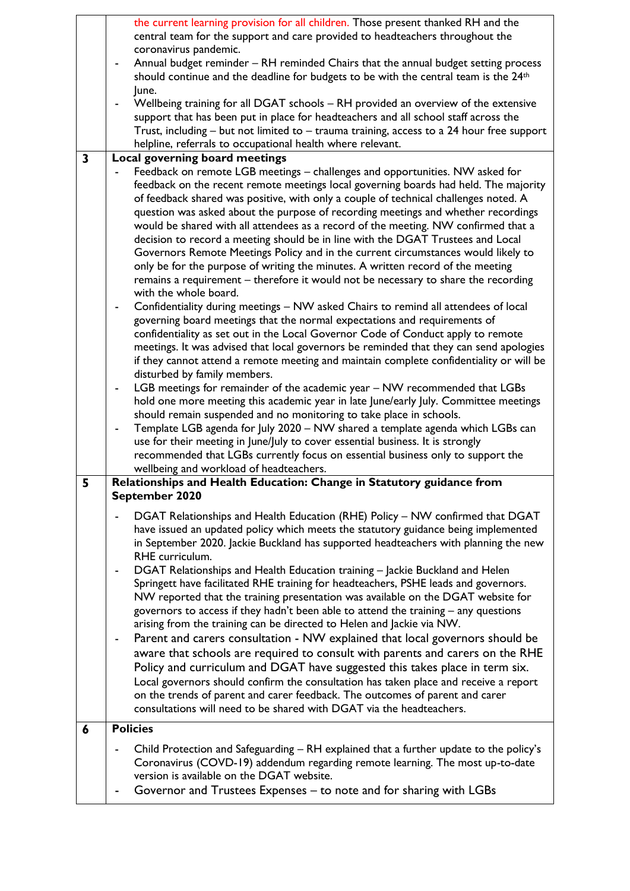| | |
|---|---|
| | the current learning provision for all children. Those present thanked RH and the central team for the support and care provided to headteachers throughout the coronavirus pandemic.<br>- Annual budget reminder – RH reminded Chairs that the annual budget setting process should continue and the deadline for budgets to be with the central team is the 24th June.<br>- Wellbeing training for all DGAT schools – RH provided an overview of the extensive support that has been put in place for headteachers and all school staff across the Trust, including – but not limited to – trauma training, access to a 24 hour free support helpline, referrals to occupational health where relevant. |
| **3** | **Local governing board meetings**<br>- Feedback on remote LGB meetings – challenges and opportunities. NW asked for feedback on the recent remote meetings local governing boards had held. The majority of feedback shared was positive, with only a couple of technical challenges noted. A question was asked about the purpose of recording meetings and whether recordings would be shared with all attendees as a record of the meeting. NW confirmed that a decision to record a meeting should be in line with the DGAT Trustees and Local Governors Remote Meetings Policy and in the current circumstances would likely to only be for the purpose of writing the minutes. A written record of the meeting remains a requirement – therefore it would not be necessary to share the recording with the whole board.<br>- Confidentiality during meetings – NW asked Chairs to remind all attendees of local governing board meetings that the normal expectations and requirements of confidentiality as set out in the Local Governor Code of Conduct apply to remote meetings. It was advised that local governors be reminded that they can send apologies if they cannot attend a remote meeting and maintain complete confidentiality or will be disturbed by family members.<br>- LGB meetings for remainder of the academic year – NW recommended that LGBs hold one more meeting this academic year in late June/early July. Committee meetings should remain suspended and no monitoring to take place in schools.<br>- Template LGB agenda for July 2020 – NW shared a template agenda which LGBs can use for their meeting in June/July to cover essential business. It is strongly recommended that LGBs currently focus on essential business only to support the wellbeing and workload of headteachers. |
| **5** | **Relationships and Health Education: Change in Statutory guidance from September 2020**<br>- DGAT Relationships and Health Education (RHE) Policy – NW confirmed that DGAT have issued an updated policy which meets the statutory guidance being implemented in September 2020. Jackie Buckland has supported headteachers with planning the new RHE curriculum.<br>- DGAT Relationships and Health Education training – Jackie Buckland and Helen Springett have facilitated RHE training for headteachers, PSHE leads and governors. NW reported that the training presentation was available on the DGAT website for governors to access if they hadn't been able to attend the training – any questions arising from the training can be directed to Helen and Jackie via NW.<br>- Parent and carers consultation - NW explained that local governors should be aware that schools are required to consult with parents and carers on the RHE Policy and curriculum and DGAT have suggested this takes place in term six. Local governors should confirm the consultation has taken place and receive a report on the trends of parent and carer feedback. The outcomes of parent and carer consultations will need to be shared with DGAT via the headteachers. |
| **6** | **Policies**<br>- Child Protection and Safeguarding – RH explained that a further update to the policy's Coronavirus (COVD-19) addendum regarding remote learning. The most up-to-date version is available on the DGAT website.<br>- Governor and Trustees Expenses – to note and for sharing with LGBs |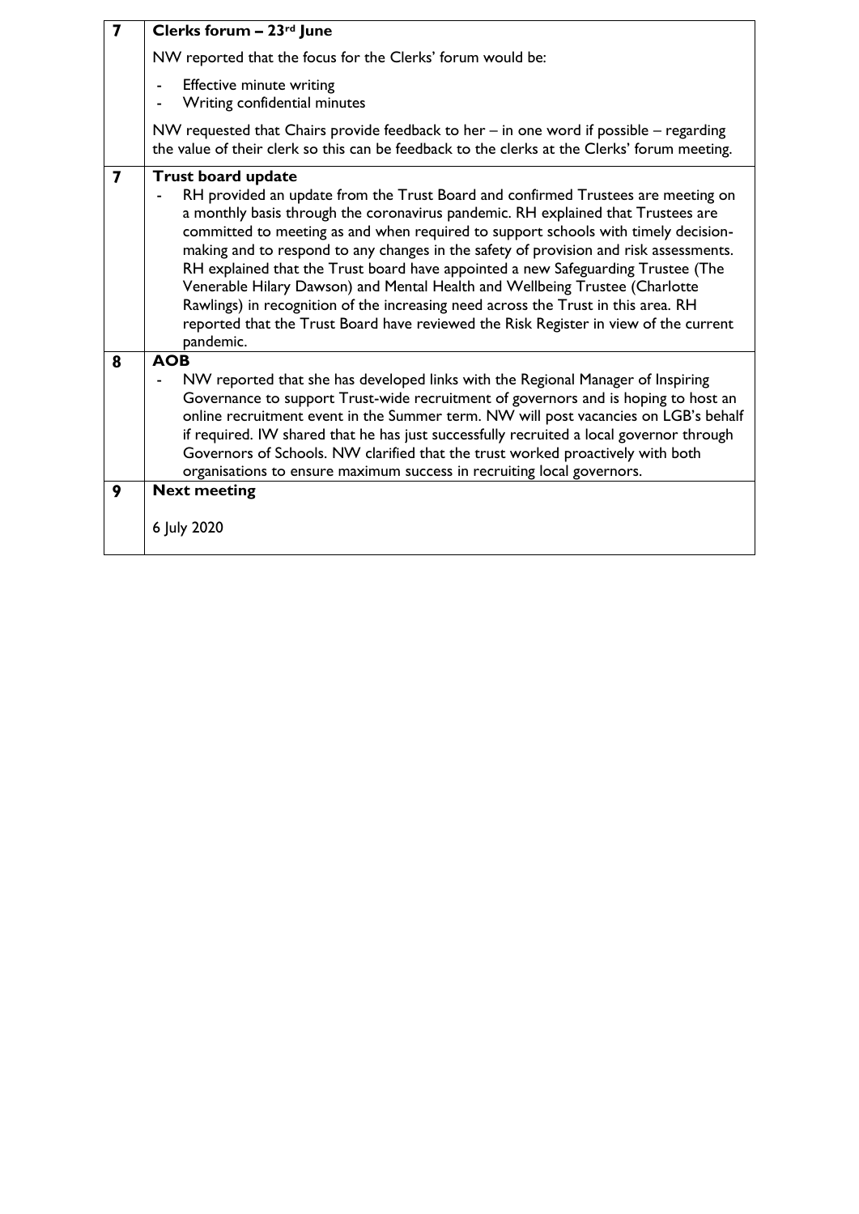| | |
|---|---|
| **7** | **Clerks forum – 23rd June**<br><br>NW reported that the focus for the Clerks' forum would be:<br><br>- Effective minute writing<br>- Writing confidential minutes<br><br>NW requested that Chairs provide feedback to her – in one word if possible – regarding the value of their clerk so this can be feedback to the clerks at the Clerks' forum meeting. |
| **7** | **Trust board update**<br><br>- RH provided an update from the Trust Board and confirmed Trustees are meeting on a monthly basis through the coronavirus pandemic. RH explained that Trustees are committed to meeting as and when required to support schools with timely decision-making and to respond to any changes in the safety of provision and risk assessments. RH explained that the Trust board have appointed a new Safeguarding Trustee (The Venerable Hilary Dawson) and Mental Health and Wellbeing Trustee (Charlotte Rawlings) in recognition of the increasing need across the Trust in this area. RH reported that the Trust Board have reviewed the Risk Register in view of the current pandemic. |
| **8** | **AOB**<br><br>- NW reported that she has developed links with the Regional Manager of Inspiring Governance to support Trust-wide recruitment of governors and is hoping to host an online recruitment event in the Summer term. NW will post vacancies on LGB's behalf if required. IW shared that he has just successfully recruited a local governor through Governors of Schools. NW clarified that the trust worked proactively with both organisations to ensure maximum success in recruiting local governors. |
| **9** | **Next meeting**<br><br>6 July 2020 |